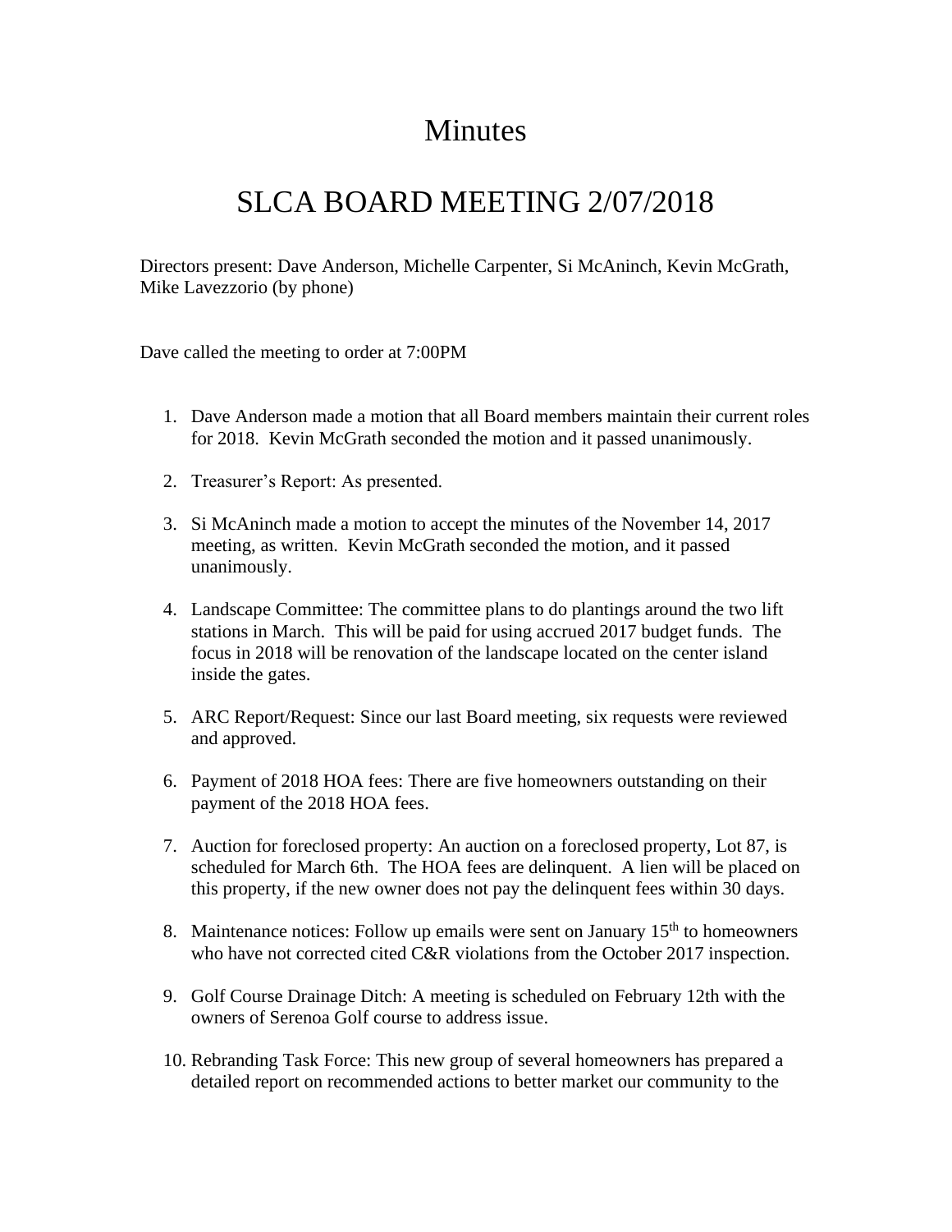# Minutes

# SLCA BOARD MEETING 2/07/2018

Directors present: Dave Anderson, Michelle Carpenter, Si McAninch, Kevin McGrath, Mike Lavezzorio (by phone)

Dave called the meeting to order at 7:00PM

1. Dave Anderson made a motion that all Board members maintain their current roles for 2018. Kevin McGrath seconded the motion and it passed unanimously.

2. Treasurer's Report: As presented.

3. Si McAninch made a motion to accept the minutes of the November 14, 2017 meeting, as written. Kevin McGrath seconded the motion, and it passed unanimously.

4. Landscape Committee: The committee plans to do plantings around the two lift stations in March. This will be paid for using accrued 2017 budget funds. The focus in 2018 will be renovation of the landscape located on the center island inside the gates.

5. ARC Report/Request: Since our last Board meeting, six requests were reviewed and approved.

6. Payment of 2018 HOA fees: There are five homeowners outstanding on their payment of the 2018 HOA fees.

7. Auction for foreclosed property: An auction on a foreclosed property, Lot 87, is scheduled for March 6th. The HOA fees are delinquent. A lien will be placed on this property, if the new owner does not pay the delinquent fees within 30 days.

8. Maintenance notices: Follow up emails were sent on January 15th to homeowners who have not corrected cited C&R violations from the October 2017 inspection.

9. Golf Course Drainage Ditch: A meeting is scheduled on February 12th with the owners of Serenoa Golf course to address issue.

10. Rebranding Task Force: This new group of several homeowners has prepared a detailed report on recommended actions to better market our community to the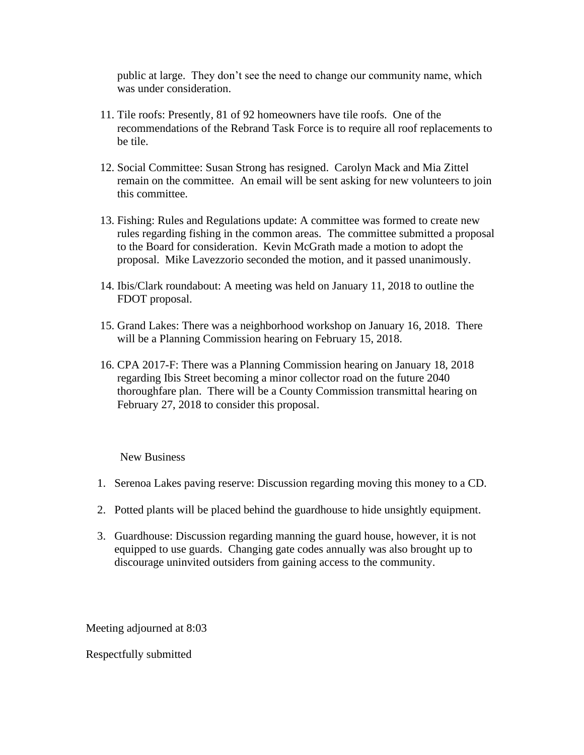public at large. They don't see the need to change our community name, which was under consideration.

11. Tile roofs: Presently, 81 of 92 homeowners have tile roofs. One of the recommendations of the Rebrand Task Force is to require all roof replacements to be tile.

12. Social Committee: Susan Strong has resigned. Carolyn Mack and Mia Zittel remain on the committee. An email will be sent asking for new volunteers to join this committee.

13. Fishing: Rules and Regulations update: A committee was formed to create new rules regarding fishing in the common areas. The committee submitted a proposal to the Board for consideration. Kevin McGrath made a motion to adopt the proposal. Mike Lavezzorio seconded the motion, and it passed unanimously.

14. Ibis/Clark roundabout: A meeting was held on January 11, 2018 to outline the FDOT proposal.

15. Grand Lakes: There was a neighborhood workshop on January 16, 2018. There will be a Planning Commission hearing on February 15, 2018.

16. CPA 2017-F: There was a Planning Commission hearing on January 18, 2018 regarding Ibis Street becoming a minor collector road on the future 2040 thoroughfare plan. There will be a County Commission transmittal hearing on February 27, 2018 to consider this proposal.

New Business

1. Serenoa Lakes paving reserve: Discussion regarding moving this money to a CD.

2. Potted plants will be placed behind the guardhouse to hide unsightly equipment.

3. Guardhouse: Discussion regarding manning the guard house, however, it is not equipped to use guards. Changing gate codes annually was also brought up to discourage uninvited outsiders from gaining access to the community.

Meeting adjourned at 8:03

Respectfully submitted